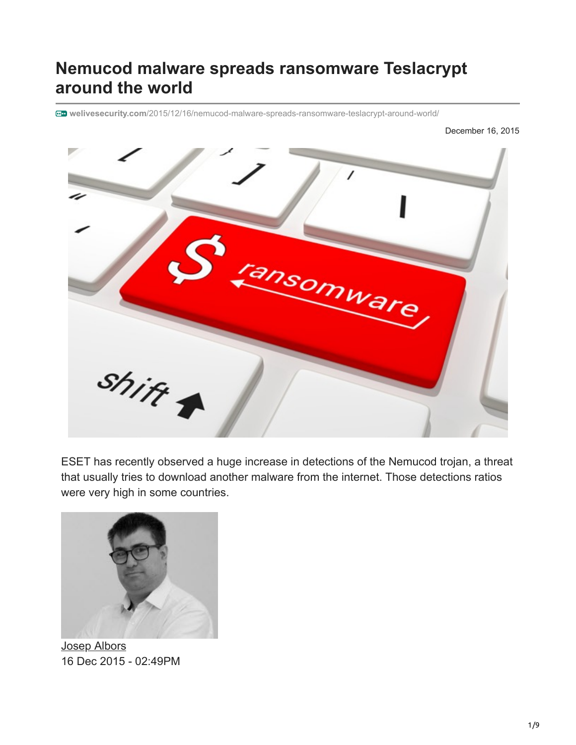# Nemucod malware spreads ransomware Teslacrypt around the world

welivesecurity.com/2015/12/16/nemucod-malware-spreads-ransomware-teslacrypt-around-world/

December 16, 2015

ESET has recently observed a huge increase in detections of the Nemucod trojan, a threat that usually tries to download another malware from the internet. Those detections ratios were very high in some countries.

Josep Albors
16 Dec 2015 - 02:49PM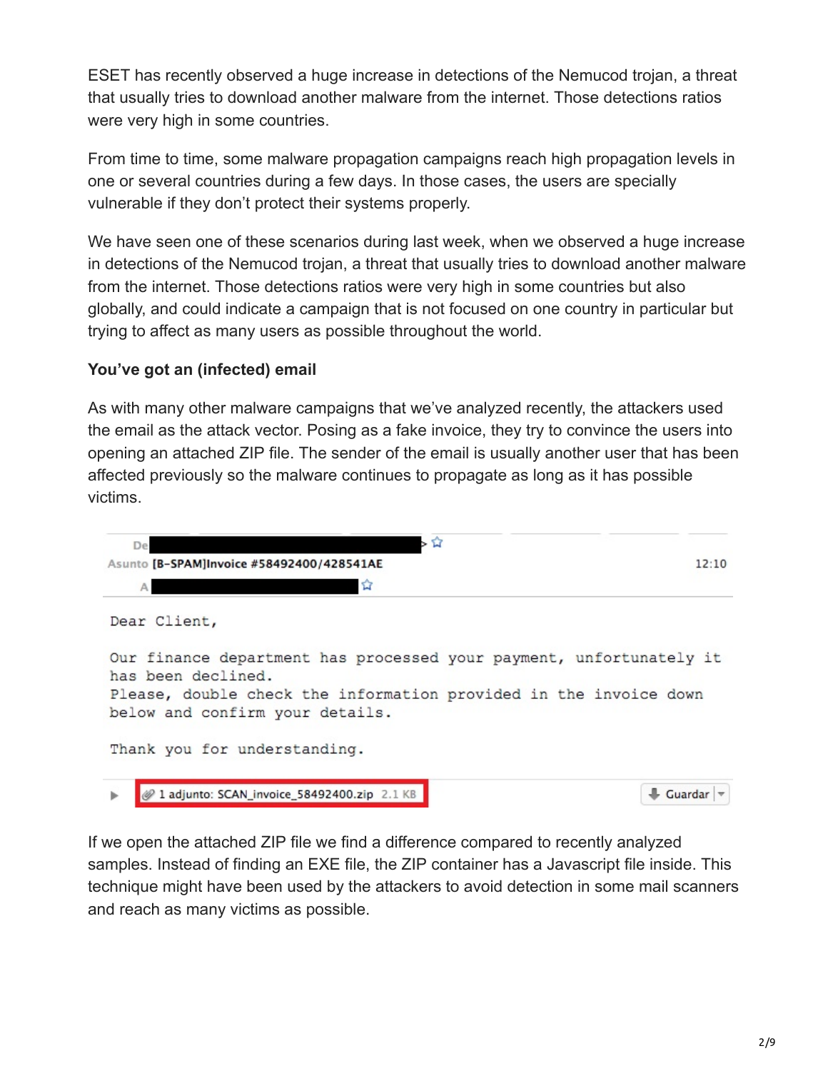ESET has recently observed a huge increase in detections of the Nemucod trojan, a threat that usually tries to download another malware from the internet. Those detections ratios were very high in some countries.

From time to time, some malware propagation campaigns reach high propagation levels in one or several countries during a few days. In those cases, the users are specially vulnerable if they don't protect their systems properly.

We have seen one of these scenarios during last week, when we observed a huge increase in detections of the Nemucod trojan, a threat that usually tries to download another malware from the internet. Those detections ratios were very high in some countries but also globally, and could indicate a campaign that is not focused on one country in particular but trying to affect as many users as possible throughout the world.

**You've got an (infected) email**

As with many other malware campaigns that we've analyzed recently, the attackers used the email as the attack vector. Posing as a fake invoice, they try to convince the users into opening an attached ZIP file. The sender of the email is usually another user that has been affected previously so the malware continues to propagate as long as it has possible victims.

```
De
Asunto [B-SPAM]Invoice #58492400/428541AE                12:10
A

Dear Client,

Our finance department has processed your payment, unfortunately it
has been declined.
Please, double check the information provided in the invoice down
below and confirm your details.

Thank you for understanding.

1 adjunto: SCAN_invoice_58492400.zip 2.1 KB                Guardar
```

If we open the attached ZIP file we find a difference compared to recently analyzed samples. Instead of finding an EXE file, the ZIP container has a Javascript file inside. This technique might have been used by the attackers to avoid detection in some mail scanners and reach as many victims as possible.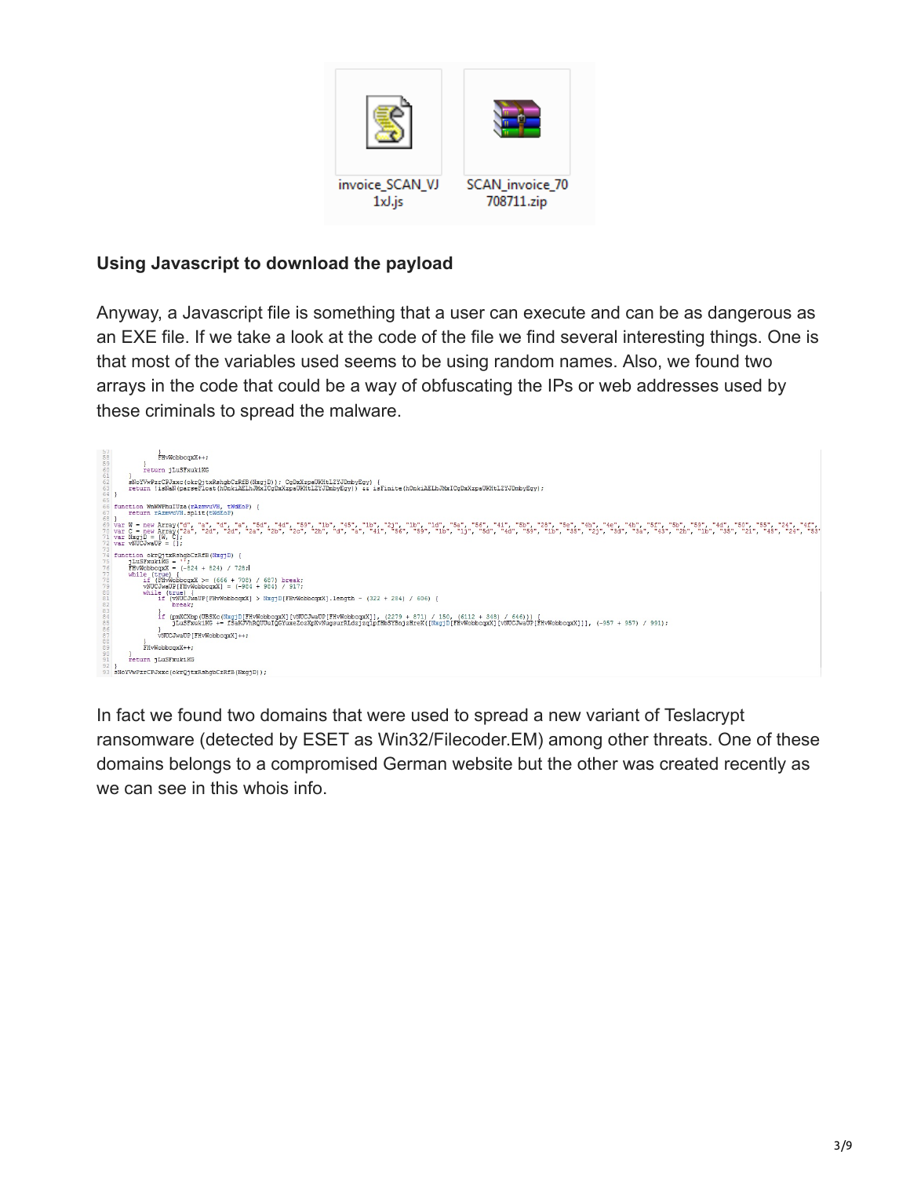## Using Javascript to download the payload

Anyway, a Javascript file is something that a user can execute and can be as dangerous as an EXE file. If we take a look at the code of the file we find several interesting things. One is that most of the variables used seems to be using random names. Also, we found two arrays in the code that could be a way of obfuscating the IPs or web addresses used by these criminals to spread the malware.

In fact we found two domains that were used to spread a new variant of Teslacrypt ransomware (detected by ESET as Win32/Filecoder.EM) among other threats. One of these domains belongs to a compromised German website but the other was created recently as we can see in this whois info.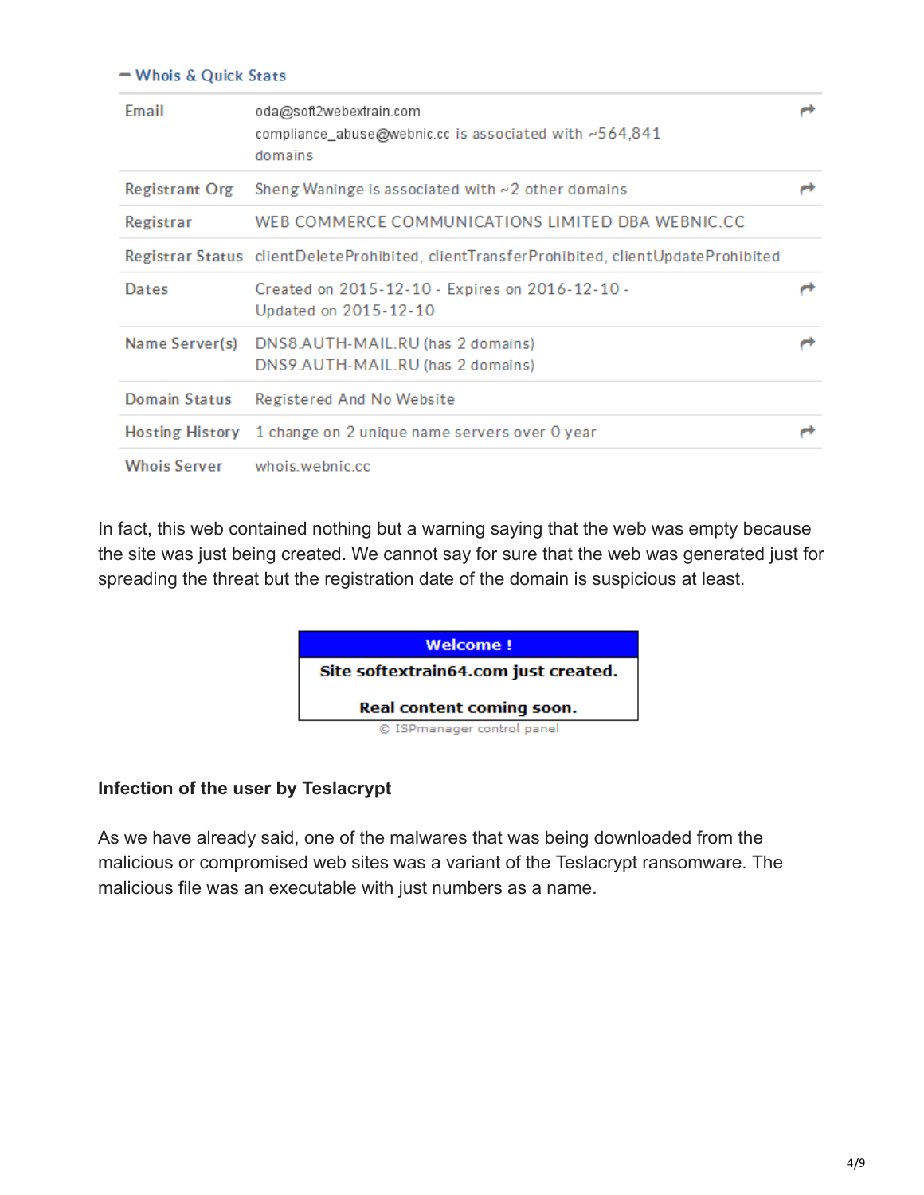**– Whois & Quick Stats**

| | |
|---|---|
| Email | oda@soft2webextrain.com<br>compliance_abuse@webnic.cc is associated with ~564,841 domains |
| Registrant Org | Sheng Waninge is associated with ~2 other domains |
| Registrar | WEB COMMERCE COMMUNICATIONS LIMITED DBA WEBNIC.CC |
| Registrar Status | clientDeleteProhibited, clientTransferProhibited, clientUpdateProhibited |
| Dates | Created on 2015-12-10 - Expires on 2016-12-10 - Updated on 2015-12-10 |
| Name Server(s) | DNS8.AUTH-MAIL.RU (has 2 domains)<br>DNS9.AUTH-MAIL.RU (has 2 domains) |
| Domain Status | Registered And No Website |
| Hosting History | 1 change on 2 unique name servers over 0 year |
| Whois Server | whois.webnic.cc |

In fact, this web contained nothing but a warning saying that the web was empty because the site was just being created. We cannot say for sure that the web was generated just for spreading the threat but the registration date of the domain is suspicious at least.

**Welcome !**

**Site softextrain64.com just created.**

**Real content coming soon.**

© ISPmanager control panel

**Infection of the user by Teslacrypt**

As we have already said, one of the malwares that was being downloaded from the malicious or compromised web sites was a variant of the Teslacrypt ransomware. The malicious file was an executable with just numbers as a name.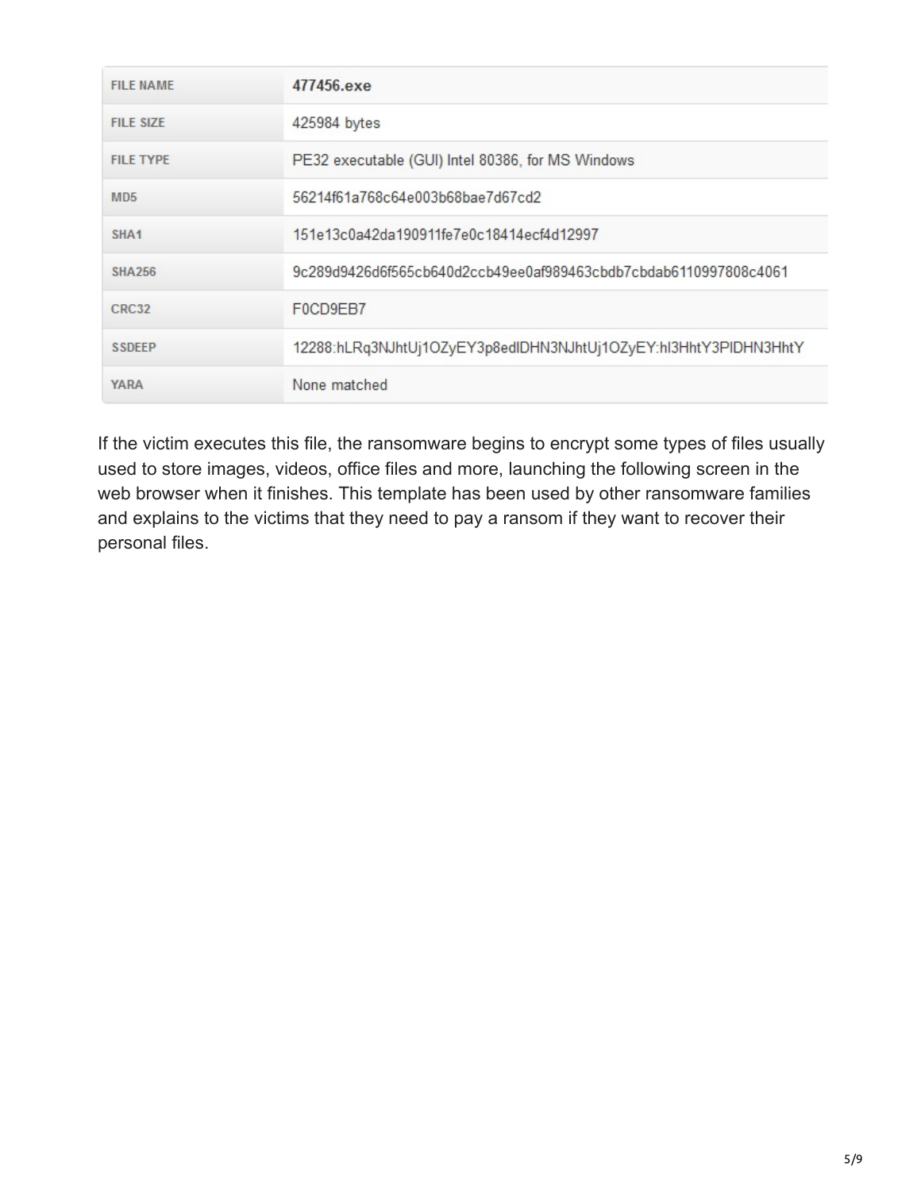| FILE NAME | 477456.exe |
| --- | --- |
| FILE SIZE | 425984 bytes |
| FILE TYPE | PE32 executable (GUI) Intel 80386, for MS Windows |
| MD5 | 56214f61a768c64e003b68bae7d67cd2 |
| SHA1 | 151e13c0a42da190911fe7e0c18414ecf4d12997 |
| SHA256 | 9c289d9426d6f565cb640d2ccb49ee0af989463cbdb7cbdab6110997808c4061 |
| CRC32 | F0CD9EB7 |
| SSDEEP | 12288:hLRq3NJhtUj1OZyEY3p8edlDHN3NJhtUj1OZyEY:hl3HhtY3PlDHN3HhtY |
| YARA | None matched |

If the victim executes this file, the ransomware begins to encrypt some types of files usually used to store images, videos, office files and more, launching the following screen in the web browser when it finishes. This template has been used by other ransomware families and explains to the victims that they need to pay a ransom if they want to recover their personal files.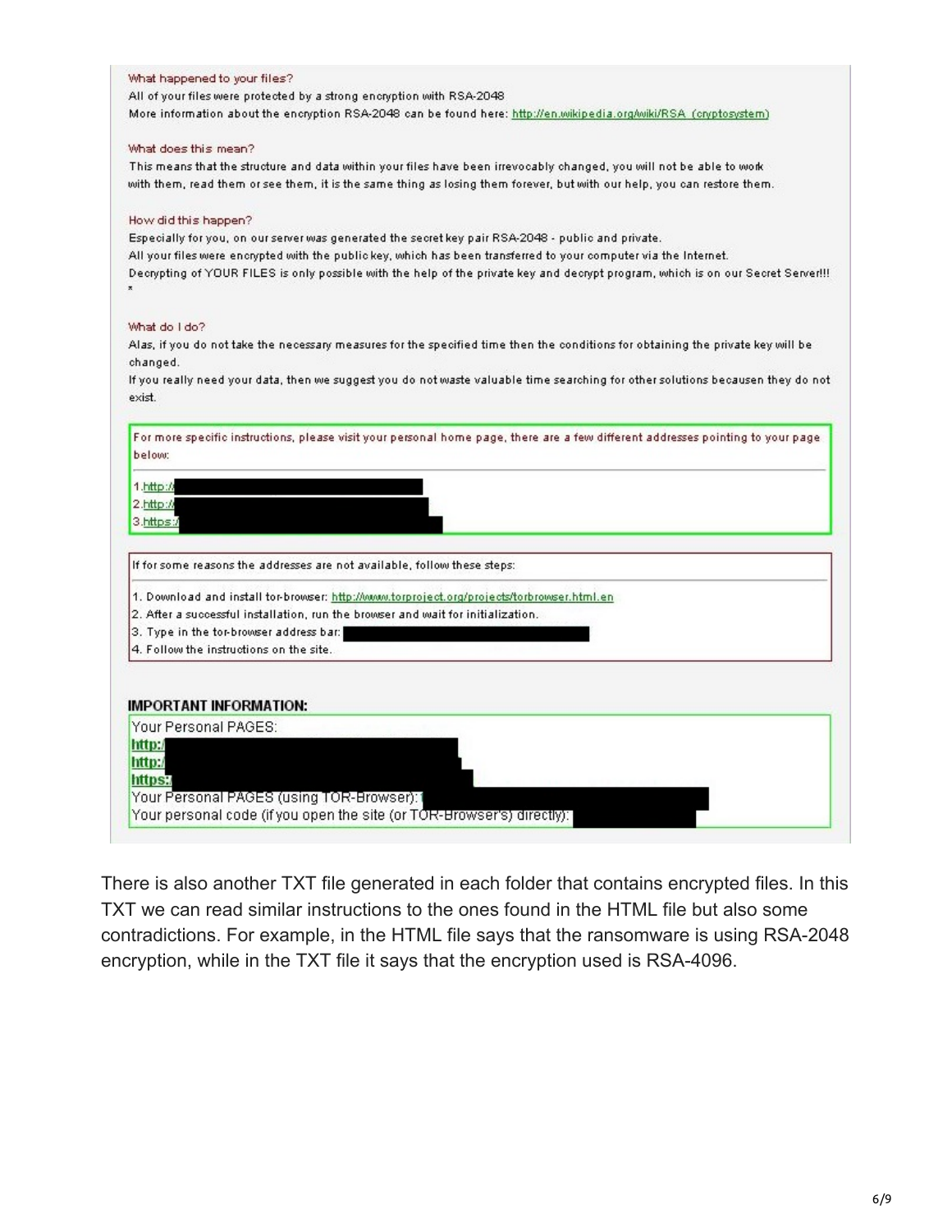What happened to your files?

All of your files were protected by a strong encryption with RSA-2048

More information about the encryption RSA-2048 can be found here: http://en.wikipedia.org/wiki/RSA_(cryptosystem)

What does this mean?

This means that the structure and data within your files have been irrevocably changed, you will not be able to work with them, read them or see them, it is the same thing as losing them forever, but with our help, you can restore them.

How did this happen?

Especially for you, on our server was generated the secret key pair RSA-2048 - public and private.

All your files were encrypted with the public key, which has been transferred to your computer via the Internet.

Decrypting of YOUR FILES is only possible with the help of the private key and decrypt program, which is on our Secret Server!!!

*

What do I do?

Alas, if you do not take the necessary measures for the specified time then the conditions for obtaining the private key will be changed.

If you really need your data, then we suggest you do not waste valuable time searching for other solutions becausen they do not exist.

For more specific instructions, please visit your personal home page, there are a few different addresses pointing to your page below:

1. http://
2. http://
3. https://

If for some reasons the addresses are not available, follow these steps:

1. Download and install tor-browser: http://www.torproject.org/projects/torbrowser.html.en
2. After a successful installation, run the browser and wait for initialization.
3. Type in the tor-browser address bar:
4. Follow the instructions on the site.

**IMPORTANT INFORMATION:**

Your Personal PAGES:

**http:/**

**http:/**

**https:/**

Your Personal PAGES (using TOR-Browser):

Your personal code (if you open the site (or TOR-Browser's) directly):

There is also another TXT file generated in each folder that contains encrypted files. In this TXT we can read similar instructions to the ones found in the HTML file but also some contradictions. For example, in the HTML file says that the ransomware is using RSA-2048 encryption, while in the TXT file it says that the encryption used is RSA-4096.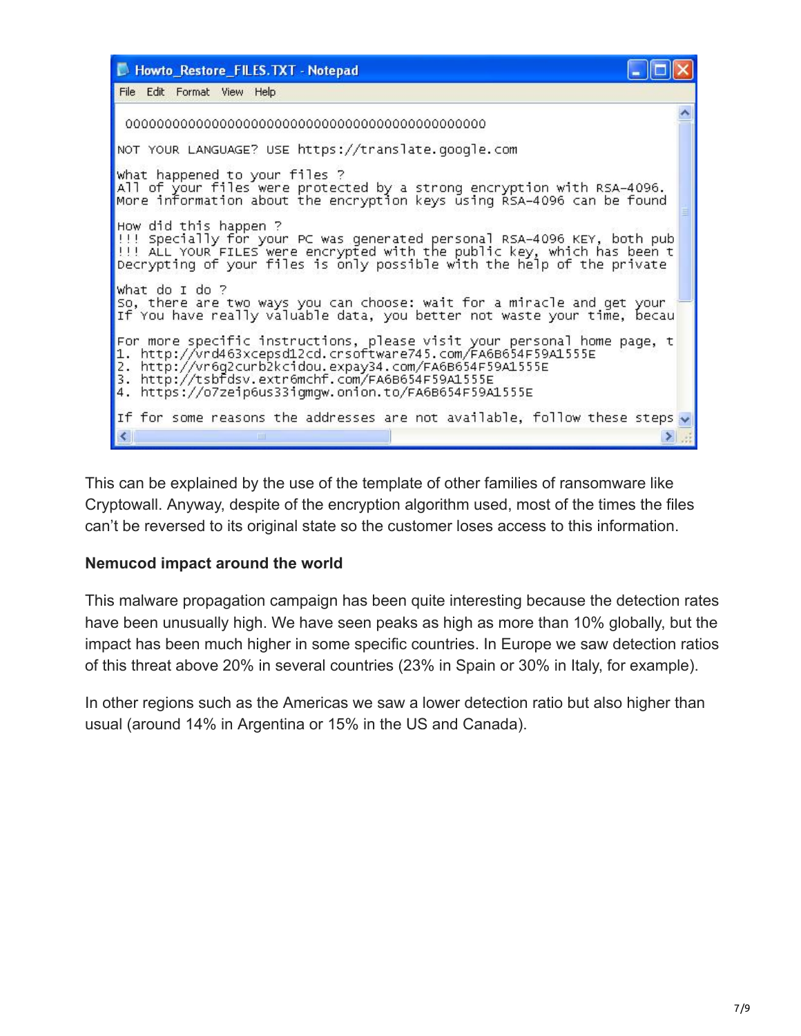```
Howto_Restore_FILES.TXT - Notepad

000000000000000000000000000000000000000000000

NOT YOUR LANGUAGE? USE https://translate.google.com

What happened to your files ?
All of your files were protected by a strong encryption with RSA-4096.
More information about the encryption keys using RSA-4096 can be found

How did this happen ?
!!! Specially for your PC was generated personal RSA-4096 KEY, both pub
!!! ALL YOUR FILES were encrypted with the public key, which has been t
Decrypting of your files is only possible with the help of the private

What do I do ?
So, there are two ways you can choose: wait for a miracle and get your
If You have really valuable data, you better not waste your time, becau

For more specific instructions, please visit your personal home page, t
1. http://vrd463xcepsd12cd.crsoftware745.com/FA6B654F59A1555E
2. http://vr6g2curb2kcidou.expay34.com/FA6B654F59A1555E
3. http://tsbfdsv.extr6mchf.com/FA6B654F59A1555E
4. https://o7zeip6us33igmgw.onion.to/FA6B654F59A1555E

If for some reasons the addresses are not available, follow these steps
```

This can be explained by the use of the template of other families of ransomware like Cryptowall. Anyway, despite of the encryption algorithm used, most of the times the files can't be reversed to its original state so the customer loses access to this information.

**Nemucod impact around the world**

This malware propagation campaign has been quite interesting because the detection rates have been unusually high. We have seen peaks as high as more than 10% globally, but the impact has been much higher in some specific countries. In Europe we saw detection ratios of this threat above 20% in several countries (23% in Spain or 30% in Italy, for example).

In other regions such as the Americas we saw a lower detection ratio but also higher than usual (around 14% in Argentina or 15% in the US and Canada).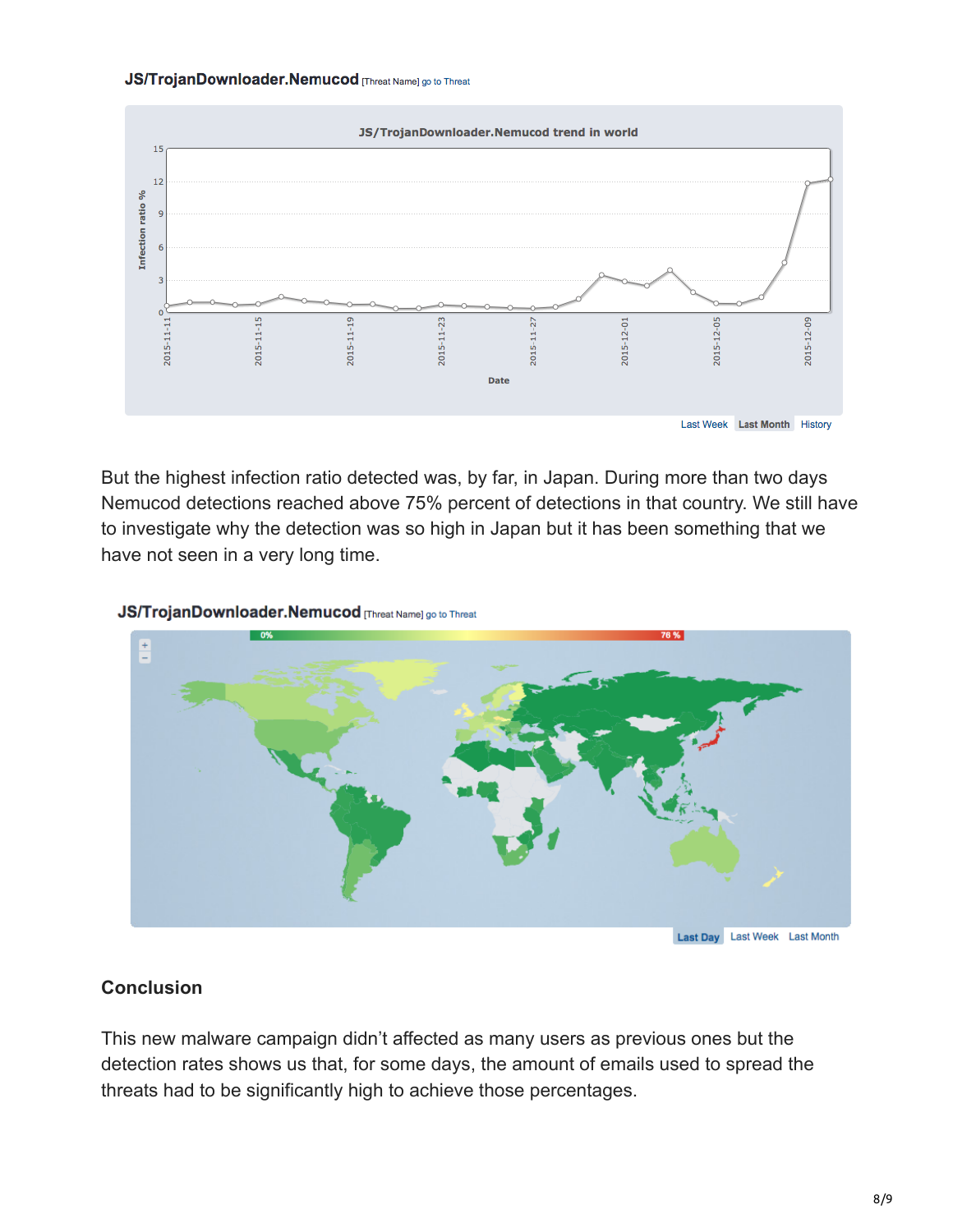**JS/TrojanDownloader.Nemucod** [Threat Name] go to Threat

But the highest infection ratio detected was, by far, in Japan. During more than two days Nemucod detections reached above 75% percent of detections in that country. We still have to investigate why the detection was so high in Japan but it has been something that we have not seen in a very long time.

**JS/TrojanDownloader.Nemucod** [Threat Name] go to Threat

## Conclusion

This new malware campaign didn't affected as many users as previous ones but the detection rates shows us that, for some days, the amount of emails used to spread the threats had to be significantly high to achieve those percentages.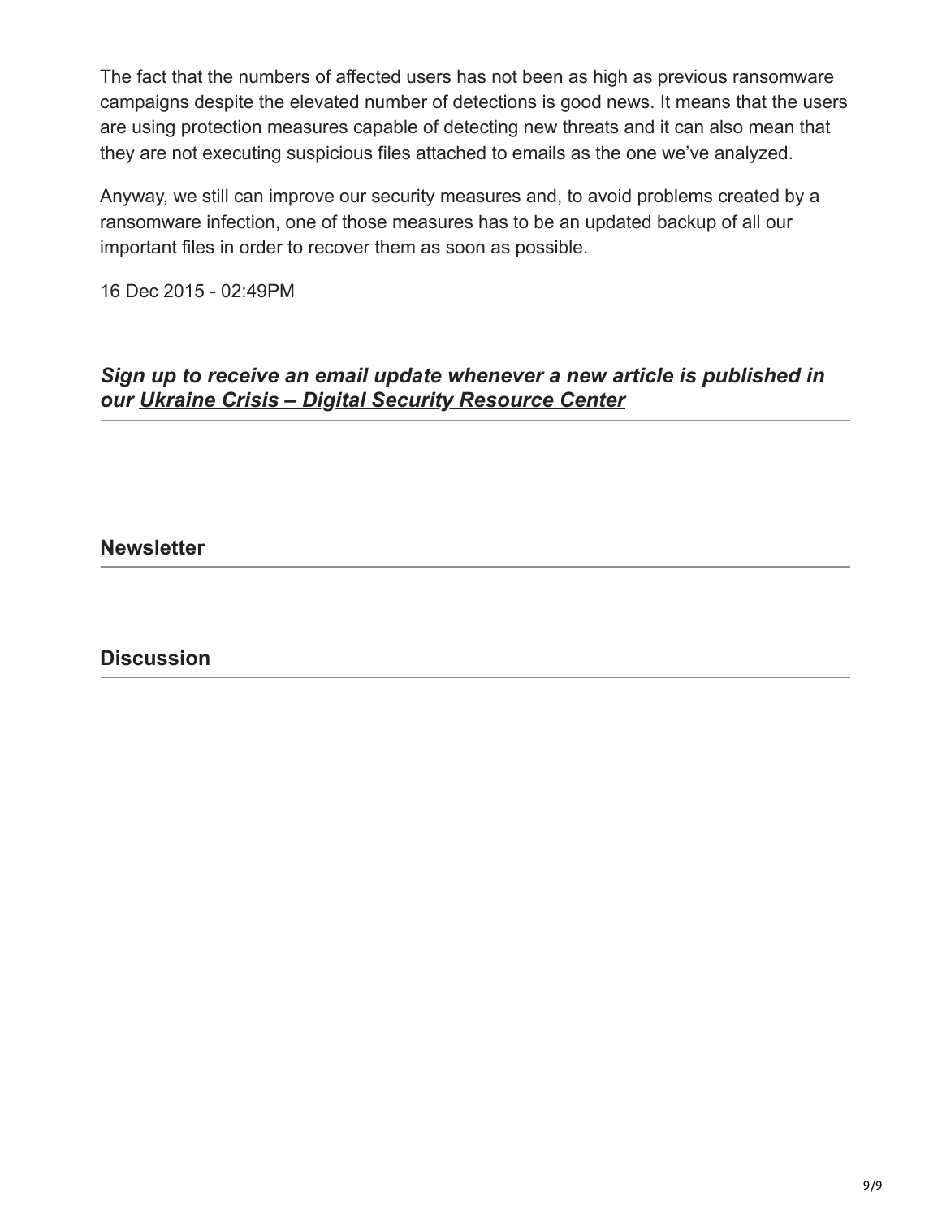The fact that the numbers of affected users has not been as high as previous ransomware campaigns despite the elevated number of detections is good news. It means that the users are using protection measures capable of detecting new threats and it can also mean that they are not executing suspicious files attached to emails as the one we've analyzed.

Anyway, we still can improve our security measures and, to avoid problems created by a ransomware infection, one of those measures has to be an updated backup of all our important files in order to recover them as soon as possible.

16 Dec 2015 - 02:49PM

***Sign up to receive an email update whenever a new article is published in our Ukraine Crisis – Digital Security Resource Center***

**Newsletter**

**Discussion**